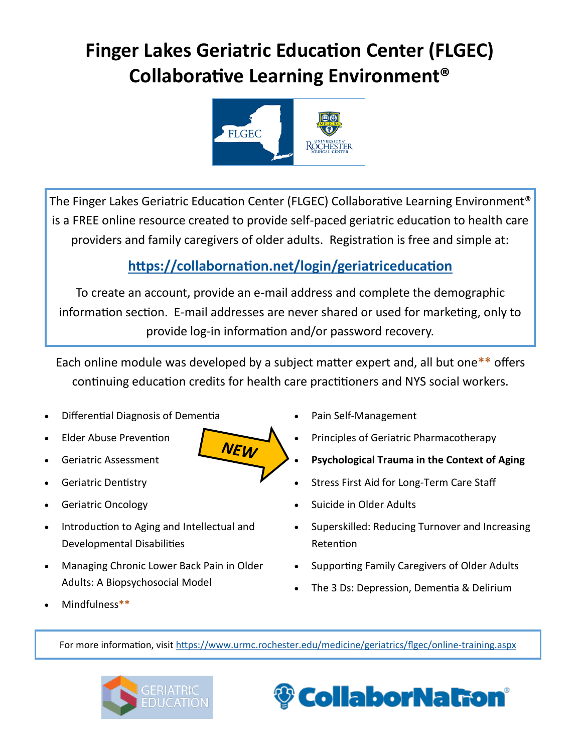# Finger Lakes Geriatric Education Center (FLGEC) Collaborative Learning Environment®

The Finger Lakes Geriatric Education Center (FLGEC) Collaborative Learning Environment® is a FREE online resource created to provide self-paced geriatric education to health care providers and family caregivers of older adults. Registration is free and simple at:

**https://collabornation.net/login/geriatriceducation**

To create an account, provide an e-mail address and complete the demographic information section. E-mail addresses are never shared or used for marketing, only to provide log-in information and/or password recovery.

Each online module was developed by a subject matter expert and, all but one** offers continuing education credits for health care practitioners and NYS social workers.

- Differential Diagnosis of Dementia
- Elder Abuse Prevention
- Geriatric Assessment
- Geriatric Dentistry
- Geriatric Oncology
- Introduction to Aging and Intellectual and Developmental Disabilities
- Managing Chronic Lower Back Pain in Older Adults: A Biopsychosocial Model
- Mindfulness**
- Pain Self-Management
- Principles of Geriatric Pharmacotherapy
- **Psychological Trauma in the Context of Aging** (NEW)
- Stress First Aid for Long-Term Care Staff
- Suicide in Older Adults
- Superskilled: Reducing Turnover and Increasing Retention
- Supporting Family Caregivers of Older Adults
- The 3 Ds: Depression, Dementia & Delirium

For more information, visit https://www.urmc.rochester.edu/medicine/geriatrics/flgec/online-training.aspx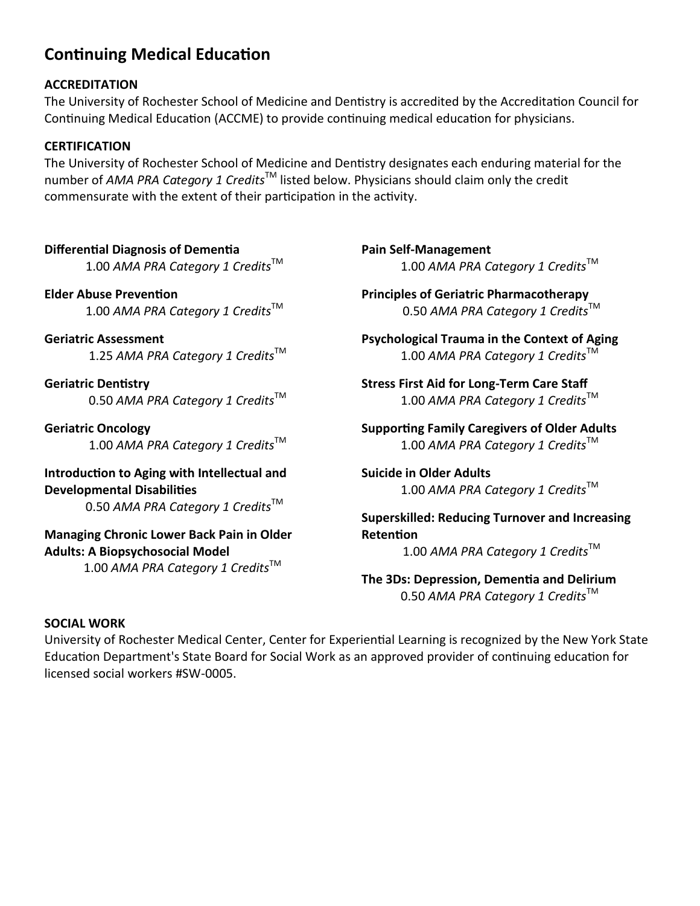## Continuing Medical Education

**ACCREDITATION**

The University of Rochester School of Medicine and Dentistry is accredited by the Accreditation Council for Continuing Medical Education (ACCME) to provide continuing medical education for physicians.

**CERTIFICATION**

The University of Rochester School of Medicine and Dentistry designates each enduring material for the number of *AMA PRA Category 1 Credits*™ listed below. Physicians should claim only the credit commensurate with the extent of their participation in the activity.

**Differential Diagnosis of Dementia**
1.00 *AMA PRA Category 1 Credits*™

**Elder Abuse Prevention**
1.00 *AMA PRA Category 1 Credits*™

**Geriatric Assessment**
1.25 *AMA PRA Category 1 Credits*™

**Geriatric Dentistry**
0.50 *AMA PRA Category 1 Credits*™

**Geriatric Oncology**
1.00 *AMA PRA Category 1 Credits*™

**Introduction to Aging with Intellectual and Developmental Disabilities**
0.50 *AMA PRA Category 1 Credits*™

**Managing Chronic Lower Back Pain in Older Adults: A Biopsychosocial Model**
1.00 *AMA PRA Category 1 Credits*™

**Pain Self-Management**
1.00 *AMA PRA Category 1 Credits*™

**Principles of Geriatric Pharmacotherapy**
0.50 *AMA PRA Category 1 Credits*™

**Psychological Trauma in the Context of Aging**
1.00 *AMA PRA Category 1 Credits*™

**Stress First Aid for Long-Term Care Staff**
1.00 *AMA PRA Category 1 Credits*™

**Supporting Family Caregivers of Older Adults**
1.00 *AMA PRA Category 1 Credits*™

**Suicide in Older Adults**
1.00 *AMA PRA Category 1 Credits*™

**Superskilled: Reducing Turnover and Increasing Retention**
1.00 *AMA PRA Category 1 Credits*™

**The 3Ds: Depression, Dementia and Delirium**
0.50 *AMA PRA Category 1 Credits*™

**SOCIAL WORK**

University of Rochester Medical Center, Center for Experiential Learning is recognized by the New York State Education Department's State Board for Social Work as an approved provider of continuing education for licensed social workers #SW-0005.